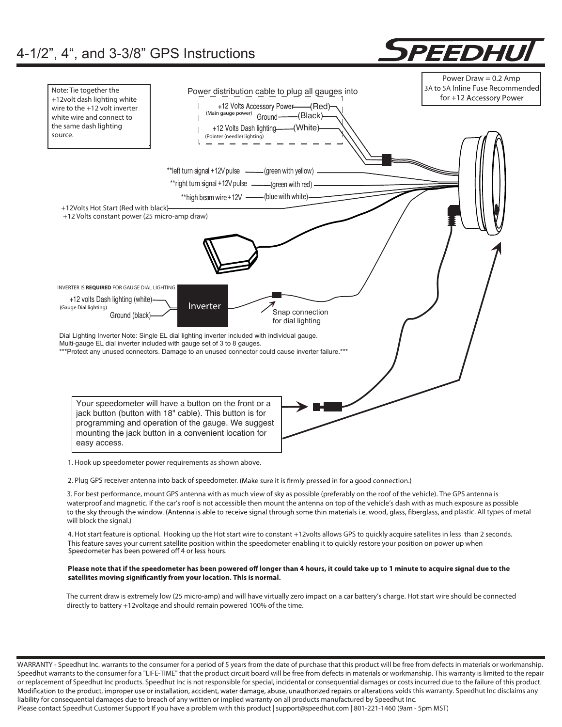# 4-1/2", 4", and 3-3/8" GPS Instructions

SPEEDHUT

Note: Tie together the +12volt dash lighting white wire to the +12 volt inverter white wire and connect to the same dash lighting source.

Power distribution cable to plug all gauges into

- +12 Volts Accessory Power (Main gauge power) — (Red)
- Ground — (Black)
- +12 Volts Dash lighting (Pointer (needle) lighting) — (White)

Power Draw = 0.2 Amp
3A to 5A Inline Fuse Recommended for +12 Accessory Power

- **left turn signal +12V pulse — (green with yellow)
- **right turn signal +12V pulse — (green with red)
- **high beam wire +12V — (blue with white)

+12Volts Hot Start (Red with black)
+12 Volts constant power (25 micro-amp draw)

INVERTER IS **REQUIRED** FOR GAUGE DIAL LIGHTING

- +12 volts Dash lighting (white) (Gauge Dial lighting)
- Ground (black)

Inverter

Snap connection for dial lighting

Dial Lighting Inverter Note: Single EL dial lighting inverter included with individual gauge.
Multi-gauge EL dial inverter included with gauge set of 3 to 8 gauges.
***Protect any unused connectors. Damage to an unused connector could cause inverter failure.***

Your speedometer will have a button on the front or a jack button (button with 18" cable). This button is for programming and operation of the gauge. We suggest mounting the jack button in a convenient location for easy access.

1. Hook up speedometer power requirements as shown above.

2. Plug GPS receiver antenna into back of speedometer. (Make sure it is firmly pressed in for a good connection.)

3. For best performance, mount GPS antenna with as much view of sky as possible (preferably on the roof of the vehicle). The GPS antenna is waterproof and magnetic. If the car's roof is not accessible then mount the antenna on top of the vehicle's dash with as much exposure as possible to the sky through the window. (Antenna is able to receive signal through some thin materials i.e. wood, glass, fiberglass, and plastic. All types of metal will block the signal.)

4. Hot start feature is optional. Hooking up the Hot start wire to constant +12volts allows GPS to quickly acquire satellites in less than 2 seconds. This feature saves your current satellite position within the speedometer enabling it to quickly restore your position on power up when Speedometer has been powered off 4 or less hours.

**Please note that if the speedometer has been powered off longer than 4 hours, it could take up to 1 minute to acquire signal due to the satellites moving significantly from your location. This is normal.**

The current draw is extremely low (25 micro-amp) and will have virtually zero impact on a car battery's charge. Hot start wire should be connected directly to battery +12voltage and should remain powered 100% of the time.

WARRANTY - Speedhut Inc. warrants to the consumer for a period of 5 years from the date of purchase that this product will be free from defects in materials or workmanship. Speedhut warrants to the consumer for a "LIFE-TIME" that the product circuit board will be free from defects in materials or workmanship. This warranty is limited to the repair or replacement of Speedhut Inc products. Speedhut Inc is not responsible for special, incidental or consequential damages or costs incurred due to the failure of this product. Modification to the product, improper use or installation, accident, water damage, abuse, unauthorized repairs or alterations voids this warranty. Speedhut Inc disclaims any liability for consequential damages due to breach of any written or implied warranty on all products manufactured by Speedhut Inc.
Please contact Speedhut Customer Support If you have a problem with this product | support@speedhut.com | 801-221-1460 (9am - 5pm MST)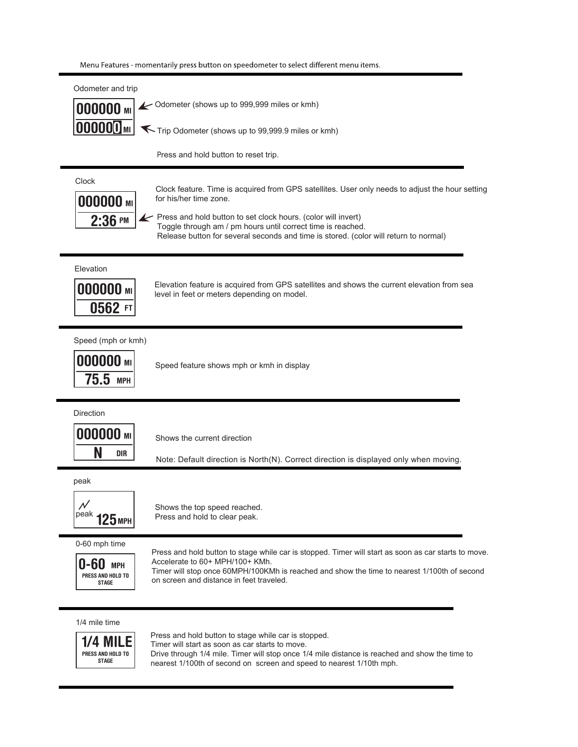Menu Features - momentarily press button on speedometer to select different menu items.

## Odometer and trip

000000 MI
000000 MI

Odometer (shows up to 999,999 miles or kmh)

Trip Odometer (shows up to 99,999.9 miles or kmh)

Press and hold button to reset trip.

## Clock

000000 MI
2:36 PM

Clock feature. Time is acquired from GPS satellites. User only needs to adjust the hour setting for his/her time zone.

Press and hold button to set clock hours. (color will invert)
Toggle through am / pm hours until correct time is reached.
Release button for several seconds and time is stored. (color will return to normal)

## Elevation

000000 MI
0562 FT

Elevation feature is acquired from GPS satellites and shows the current elevation from sea level in feet or meters depending on model.

## Speed (mph or kmh)

000000 MI
75.5 MPH

Speed feature shows mph or kmh in display

## Direction

000000 MI
N DIR

Shows the current direction

Note: Default direction is North(N). Correct direction is displayed only when moving.

## peak

peak 125 MPH

Shows the top speed reached.
Press and hold to clear peak.

## 0-60 mph time

0-60 MPH
PRESS AND HOLD TO STAGE

Press and hold button to stage while car is stopped. Timer will start as soon as car starts to move.
Accelerate to 60+ MPH/100+ KMh.
Timer will stop once 60MPH/100KMh is reached and show the time to nearest 1/100th of second on screen and distance in feet traveled.

## 1/4 mile time

1/4 MILE
PRESS AND HOLD TO STAGE

Press and hold button to stage while car is stopped.
Timer will start as soon as car starts to move.
Drive through 1/4 mile. Timer will stop once 1/4 mile distance is reached and show the time to nearest 1/100th of second on screen and speed to nearest 1/10th mph.